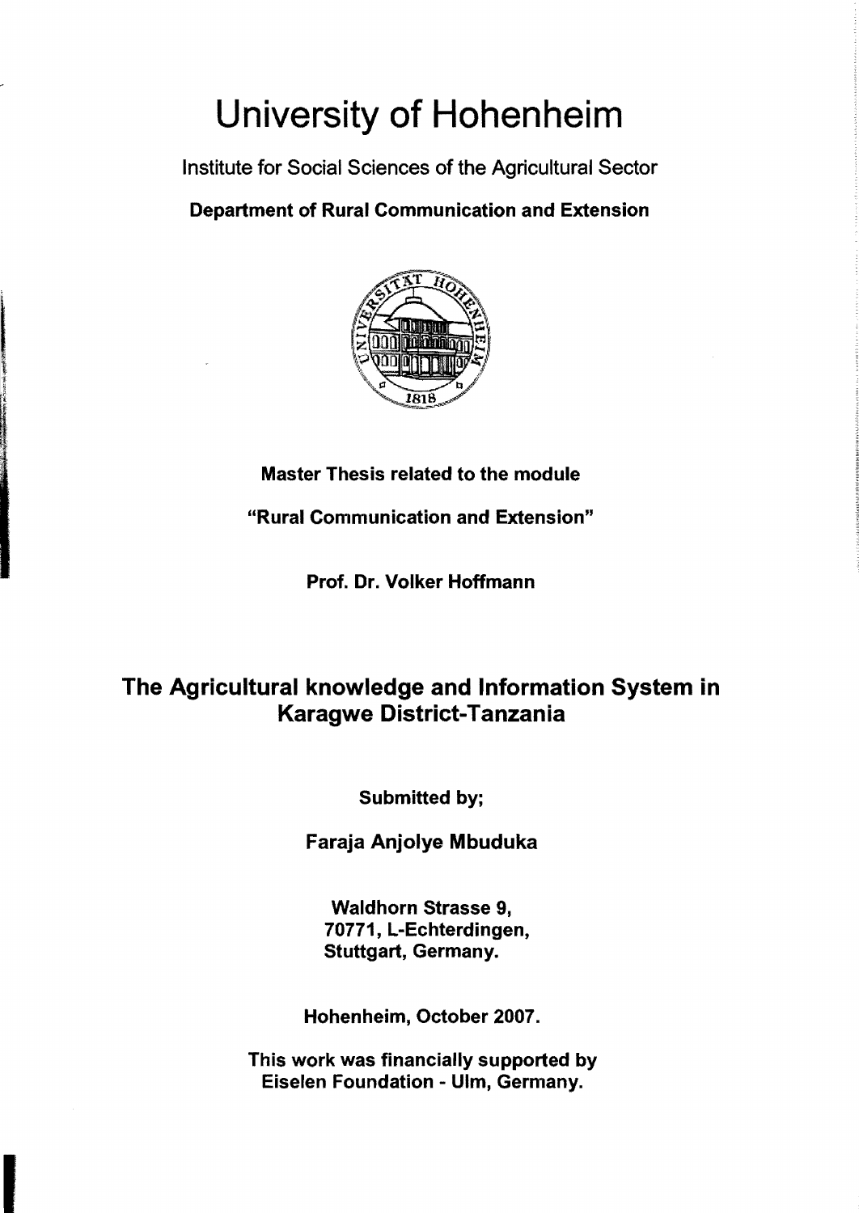# University of Hohenheim

Institute for Social Sciences of the Agricultural Sector

**Department of Rural Communication and Extension**

**Master Thesis related to the module**

**"Rural Communication and Extension"**

**Prof. Dr. Volker Hoffmann**

## The Agricultural knowledge and Information System in Karagwe District-Tanzania

**Submitted by;**

**Faraja Anjolye Mbuduka**

**Waldhorn Strasse 9,**
**70771, L-Echterdingen,**
**Stuttgart, Germany.**

**Hohenheim, October 2007.**

**This work was financially supported by Eiselen Foundation - Ulm, Germany.**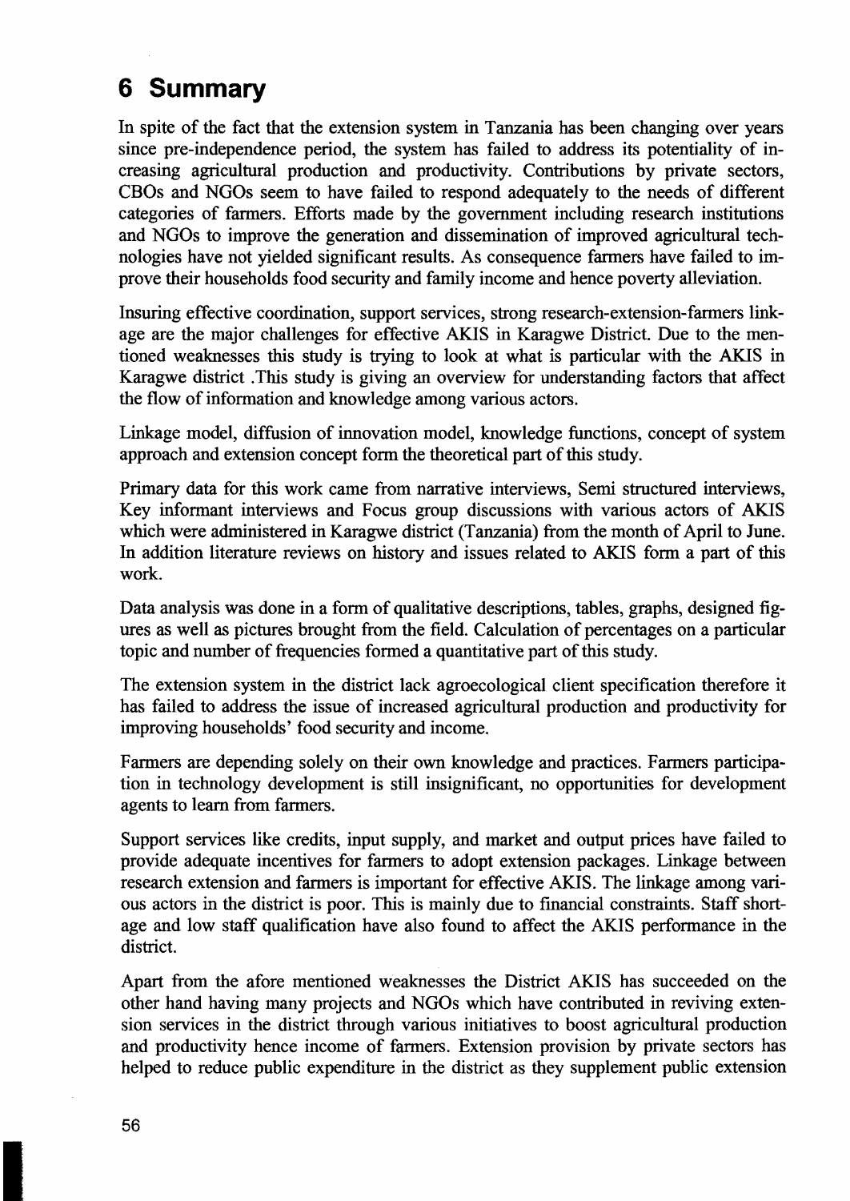# 6 Summary

In spite of the fact that the extension system in Tanzania has been changing over years since pre-independence period, the system has failed to address its potentiality of increasing agricultural production and productivity. Contributions by private sectors, CBOs and NGOs seem to have failed to respond adequately to the needs of different categories of farmers. Efforts made by the government including research institutions and NGOs to improve the generation and dissemination of improved agricultural technologies have not yielded significant results. As consequence farmers have failed to improve their households food security and family income and hence poverty alleviation.

Insuring effective coordination, support services, strong research-extension-farmers linkage are the major challenges for effective AKIS in Karagwe District. Due to the mentioned weaknesses this study is trying to look at what is particular with the AKIS in Karagwe district .This study is giving an overview for understanding factors that affect the flow of information and knowledge among various actors.

Linkage model, diffusion of innovation model, knowledge functions, concept of system approach and extension concept form the theoretical part of this study.

Primary data for this work came from narrative interviews, Semi structured interviews, Key informant interviews and Focus group discussions with various actors of AKIS which were administered in Karagwe district (Tanzania) from the month of April to June. In addition literature reviews on history and issues related to AKIS form a part of this work.

Data analysis was done in a form of qualitative descriptions, tables, graphs, designed figures as well as pictures brought from the field. Calculation of percentages on a particular topic and number of frequencies formed a quantitative part of this study.

The extension system in the district lack agroecological client specification therefore it has failed to address the issue of increased agricultural production and productivity for improving households' food security and income.

Farmers are depending solely on their own knowledge and practices. Farmers participation in technology development is still insignificant, no opportunities for development agents to learn from farmers.

Support services like credits, input supply, and market and output prices have failed to provide adequate incentives for farmers to adopt extension packages. Linkage between research extension and farmers is important for effective AKIS. The linkage among various actors in the district is poor. This is mainly due to financial constraints. Staff shortage and low staff qualification have also found to affect the AKIS performance in the district.

Apart from the afore mentioned weaknesses the District AKIS has succeeded on the other hand having many projects and NGOs which have contributed in reviving extension services in the district through various initiatives to boost agricultural production and productivity hence income of farmers. Extension provision by private sectors has helped to reduce public expenditure in the district as they supplement public extension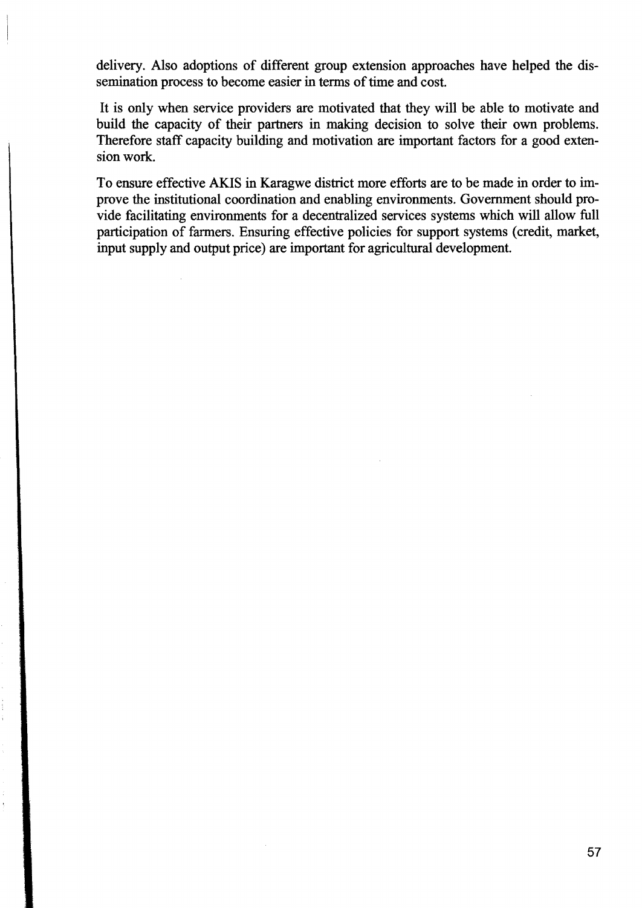delivery. Also adoptions of different group extension approaches have helped the dissemination process to become easier in terms of time and cost.

It is only when service providers are motivated that they will be able to motivate and build the capacity of their partners in making decision to solve their own problems. Therefore staff capacity building and motivation are important factors for a good extension work.

To ensure effective AKIS in Karagwe district more efforts are to be made in order to improve the institutional coordination and enabling environments. Government should provide facilitating environments for a decentralized services systems which will allow full participation of farmers. Ensuring effective policies for support systems (credit, market, input supply and output price) are important for agricultural development.